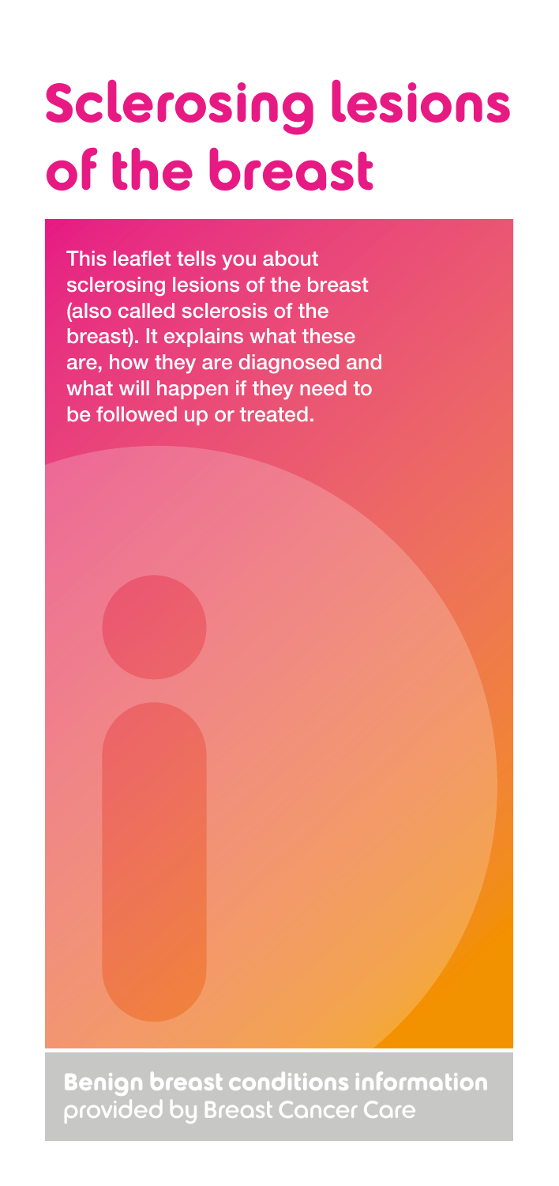# Sclerosing lesions of the breast

This leaflet tells you about sclerosing lesions of the breast (also called sclerosis of the breast). It explains what these are, how they are diagnosed and what will happen if they need to be followed up or treated.

**Benign breast conditions information**
provided by Breast Cancer Care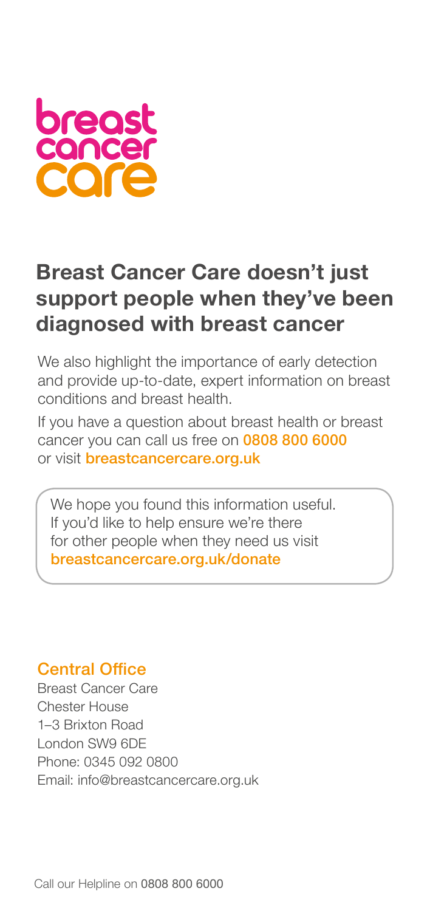breast
cancer
care

## Breast Cancer Care doesn't just support people when they've been diagnosed with breast cancer

We also highlight the importance of early detection and provide up-to-date, expert information on breast conditions and breast health.

If you have a question about breast health or breast cancer you can call us free on **0808 800 6000** or visit **breastcancercare.org.uk**

We hope you found this information useful. If you'd like to help ensure we're there for other people when they need us visit **breastcancercare.org.uk/donate**

### Central Office

Breast Cancer Care
Chester House
1–3 Brixton Road
London SW9 6DE
Phone: 0345 092 0800
Email: info@breastcancercare.org.uk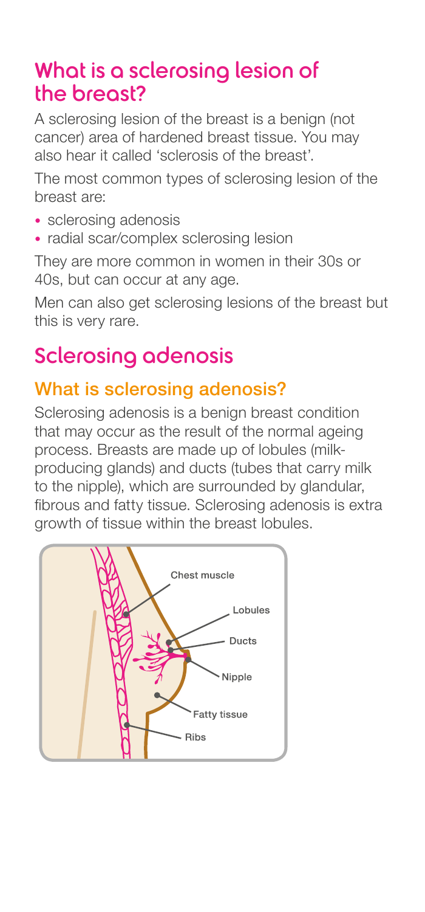# What is a sclerosing lesion of the breast?

A sclerosing lesion of the breast is a benign (not cancer) area of hardened breast tissue. You may also hear it called 'sclerosis of the breast'.

The most common types of sclerosing lesion of the breast are:

- sclerosing adenosis
- radial scar/complex sclerosing lesion

They are more common in women in their 30s or 40s, but can occur at any age.

Men can also get sclerosing lesions of the breast but this is very rare.

# Sclerosing adenosis

## What is sclerosing adenosis?

Sclerosing adenosis is a benign breast condition that may occur as the result of the normal ageing process. Breasts are made up of lobules (milk-producing glands) and ducts (tubes that carry milk to the nipple), which are surrounded by glandular, fibrous and fatty tissue. Sclerosing adenosis is extra growth of tissue within the breast lobules.

Chest muscle
Lobules
Ducts
Nipple
Fatty tissue
Ribs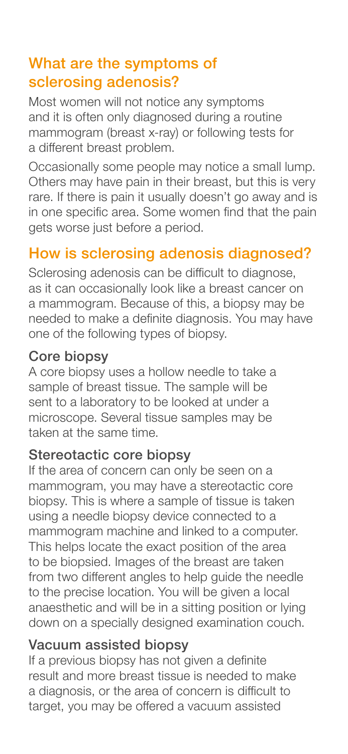## What are the symptoms of sclerosing adenosis?

Most women will not notice any symptoms and it is often only diagnosed during a routine mammogram (breast x-ray) or following tests for a different breast problem.

Occasionally some people may notice a small lump. Others may have pain in their breast, but this is very rare. If there is pain it usually doesn't go away and is in one specific area. Some women find that the pain gets worse just before a period.

## How is sclerosing adenosis diagnosed?

Sclerosing adenosis can be difficult to diagnose, as it can occasionally look like a breast cancer on a mammogram. Because of this, a biopsy may be needed to make a definite diagnosis. You may have one of the following types of biopsy.

### Core biopsy

A core biopsy uses a hollow needle to take a sample of breast tissue. The sample will be sent to a laboratory to be looked at under a microscope. Several tissue samples may be taken at the same time.

### Stereotactic core biopsy

If the area of concern can only be seen on a mammogram, you may have a stereotactic core biopsy. This is where a sample of tissue is taken using a needle biopsy device connected to a mammogram machine and linked to a computer. This helps locate the exact position of the area to be biopsied. Images of the breast are taken from two different angles to help guide the needle to the precise location. You will be given a local anaesthetic and will be in a sitting position or lying down on a specially designed examination couch.

### Vacuum assisted biopsy

If a previous biopsy has not given a definite result and more breast tissue is needed to make a diagnosis, or the area of concern is difficult to target, you may be offered a vacuum assisted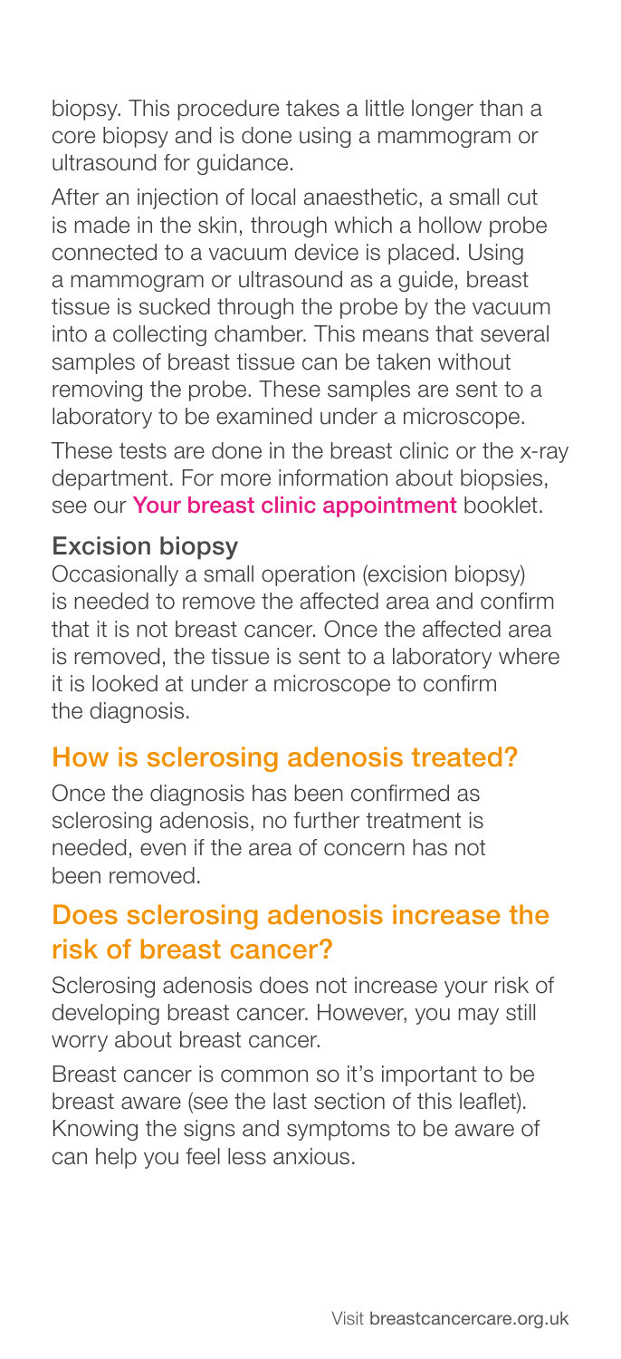biopsy. This procedure takes a little longer than a core biopsy and is done using a mammogram or ultrasound for guidance.

After an injection of local anaesthetic, a small cut is made in the skin, through which a hollow probe connected to a vacuum device is placed. Using a mammogram or ultrasound as a guide, breast tissue is sucked through the probe by the vacuum into a collecting chamber. This means that several samples of breast tissue can be taken without removing the probe. These samples are sent to a laboratory to be examined under a microscope.

These tests are done in the breast clinic or the x-ray department. For more information about biopsies, see our **Your breast clinic appointment** booklet.

### Excision biopsy

Occasionally a small operation (excision biopsy) is needed to remove the affected area and confirm that it is not breast cancer. Once the affected area is removed, the tissue is sent to a laboratory where it is looked at under a microscope to confirm the diagnosis.

## How is sclerosing adenosis treated?

Once the diagnosis has been confirmed as sclerosing adenosis, no further treatment is needed, even if the area of concern has not been removed.

## Does sclerosing adenosis increase the risk of breast cancer?

Sclerosing adenosis does not increase your risk of developing breast cancer. However, you may still worry about breast cancer.

Breast cancer is common so it's important to be breast aware (see the last section of this leaflet). Knowing the signs and symptoms to be aware of can help you feel less anxious.

Visit breastcancercare.org.uk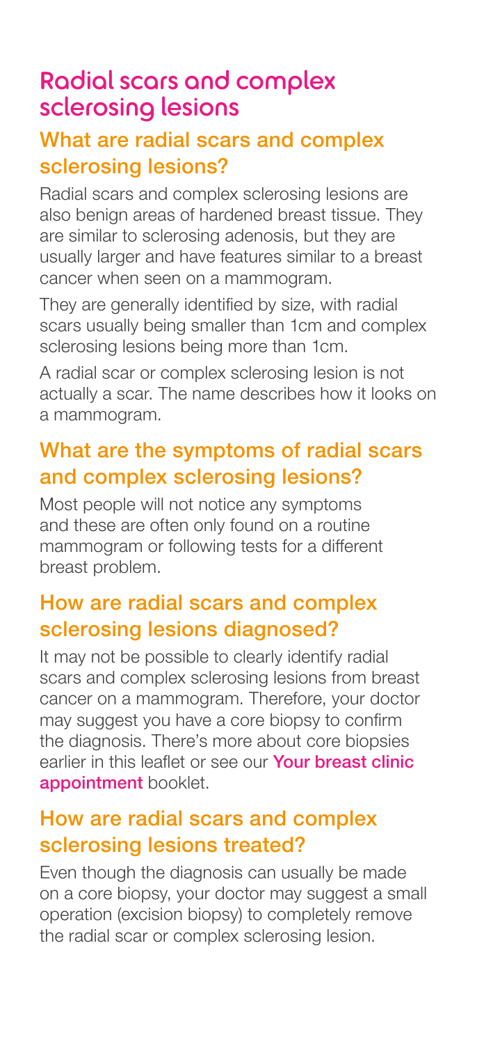# Radial scars and complex sclerosing lesions

## What are radial scars and complex sclerosing lesions?

Radial scars and complex sclerosing lesions are also benign areas of hardened breast tissue. They are similar to sclerosing adenosis, but they are usually larger and have features similar to a breast cancer when seen on a mammogram.

They are generally identified by size, with radial scars usually being smaller than 1cm and complex sclerosing lesions being more than 1cm.

A radial scar or complex sclerosing lesion is not actually a scar. The name describes how it looks on a mammogram.

## What are the symptoms of radial scars and complex sclerosing lesions?

Most people will not notice any symptoms and these are often only found on a routine mammogram or following tests for a different breast problem.

## How are radial scars and complex sclerosing lesions diagnosed?

It may not be possible to clearly identify radial scars and complex sclerosing lesions from breast cancer on a mammogram. Therefore, your doctor may suggest you have a core biopsy to confirm the diagnosis. There's more about core biopsies earlier in this leaflet or see our **Your breast clinic appointment** booklet.

## How are radial scars and complex sclerosing lesions treated?

Even though the diagnosis can usually be made on a core biopsy, your doctor may suggest a small operation (excision biopsy) to completely remove the radial scar or complex sclerosing lesion.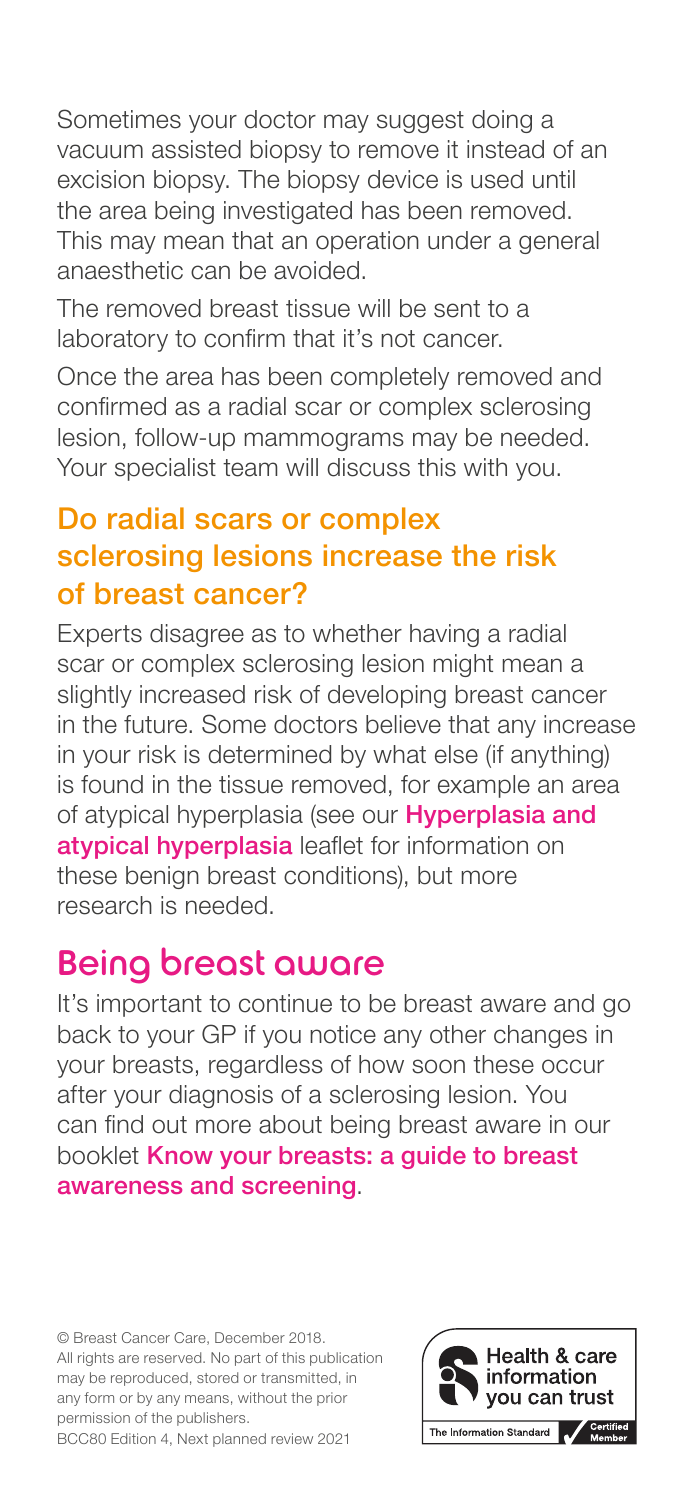Sometimes your doctor may suggest doing a vacuum assisted biopsy to remove it instead of an excision biopsy. The biopsy device is used until the area being investigated has been removed. This may mean that an operation under a general anaesthetic can be avoided.

The removed breast tissue will be sent to a laboratory to confirm that it's not cancer.

Once the area has been completely removed and confirmed as a radial scar or complex sclerosing lesion, follow-up mammograms may be needed. Your specialist team will discuss this with you.

### Do radial scars or complex sclerosing lesions increase the risk of breast cancer?

Experts disagree as to whether having a radial scar or complex sclerosing lesion might mean a slightly increased risk of developing breast cancer in the future. Some doctors believe that any increase in your risk is determined by what else (if anything) is found in the tissue removed, for example an area of atypical hyperplasia (see our **Hyperplasia and atypical hyperplasia** leaflet for information on these benign breast conditions), but more research is needed.

## Being breast aware

It's important to continue to be breast aware and go back to your GP if you notice any other changes in your breasts, regardless of how soon these occur after your diagnosis of a sclerosing lesion. You can find out more about being breast aware in our booklet **Know your breasts: a guide to breast awareness and screening**.

© Breast Cancer Care, December 2018.
All rights are reserved. No part of this publication may be reproduced, stored or transmitted, in any form or by any means, without the prior permission of the publishers.
BCC80 Edition 4, Next planned review 2021

Health & care information you can trust
The Information Standard Certified Member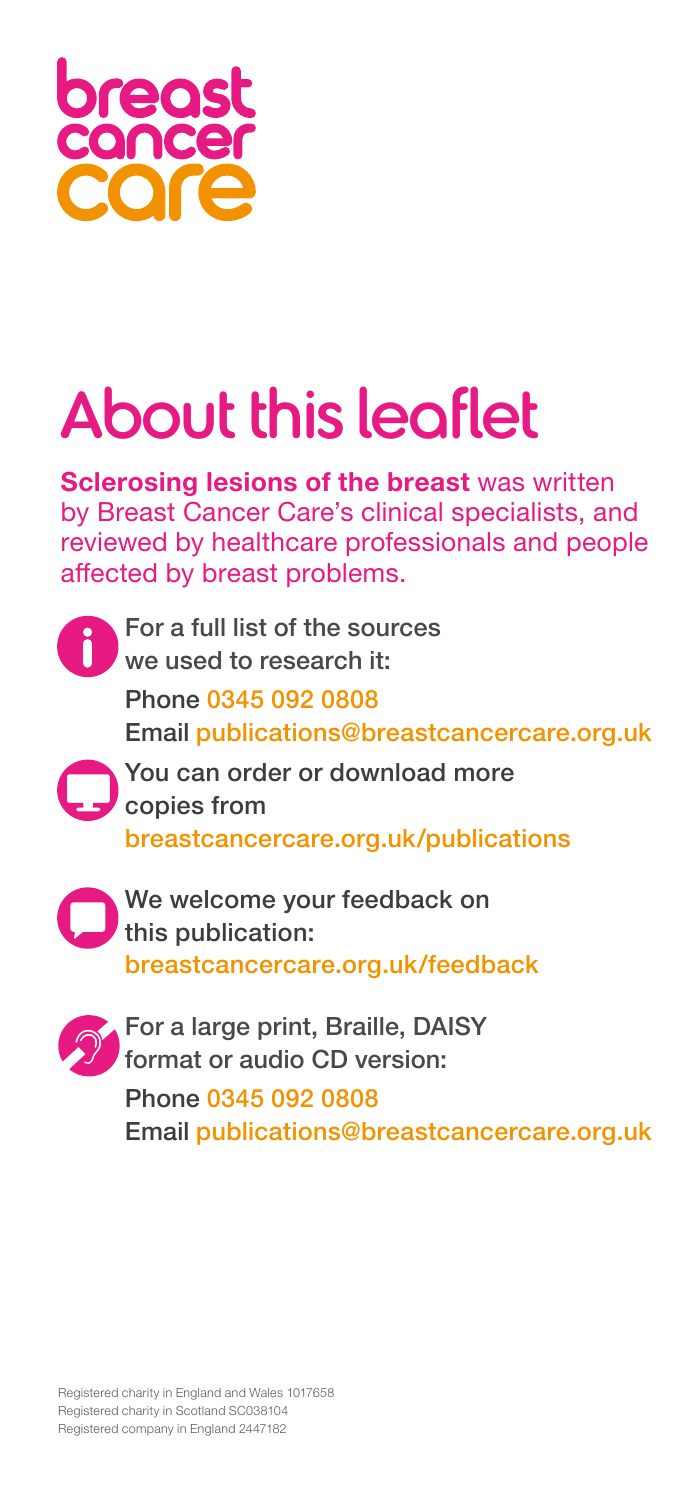breast cancer care

# About this leaflet

**Sclerosing lesions of the breast** was written by Breast Cancer Care's clinical specialists, and reviewed by healthcare professionals and people affected by breast problems.

For a full list of the sources we used to research it:

Phone 0345 092 0808
Email publications@breastcancercare.org.uk

You can order or download more copies from
breastcancercare.org.uk/publications

We welcome your feedback on this publication:
breastcancercare.org.uk/feedback

For a large print, Braille, DAISY format or audio CD version:

Phone 0345 092 0808
Email publications@breastcancercare.org.uk

Registered charity in England and Wales 1017658
Registered charity in Scotland SC038104
Registered company in England 2447182